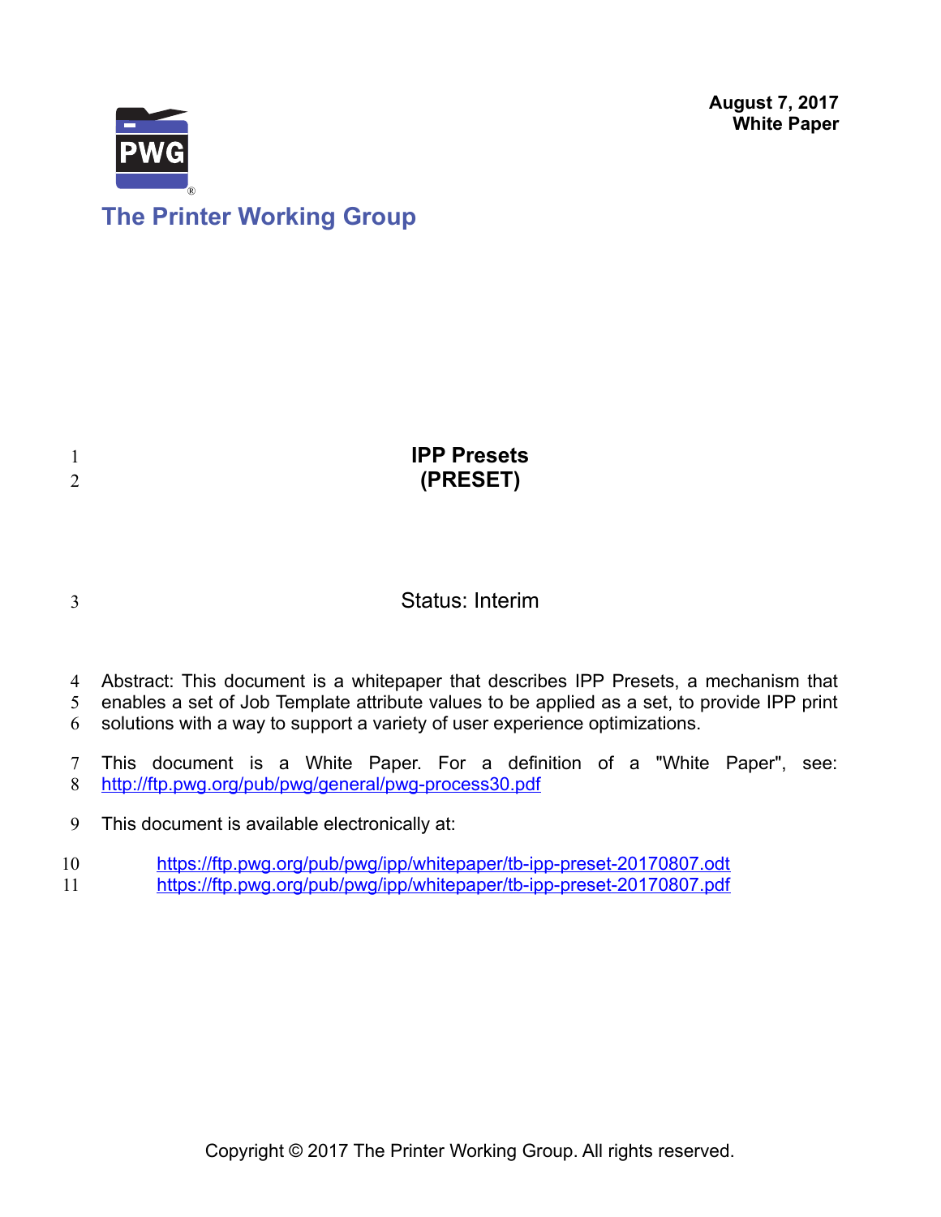**August 7, 2017**
**White Paper**

The Printer Working Group

# IPP Presets
# (PRESET)

Status: Interim

Abstract: This document is a whitepaper that describes IPP Presets, a mechanism that enables a set of Job Template attribute values to be applied as a set, to provide IPP print solutions with a way to support a variety of user experience optimizations.

This document is a White Paper. For a definition of a "White Paper", see: http://ftp.pwg.org/pub/pwg/general/pwg-process30.pdf

This document is available electronically at:

https://ftp.pwg.org/pub/pwg/ipp/whitepaper/tb-ipp-preset-20170807.odt
https://ftp.pwg.org/pub/pwg/ipp/whitepaper/tb-ipp-preset-20170807.pdf

Copyright © 2017 The Printer Working Group. All rights reserved.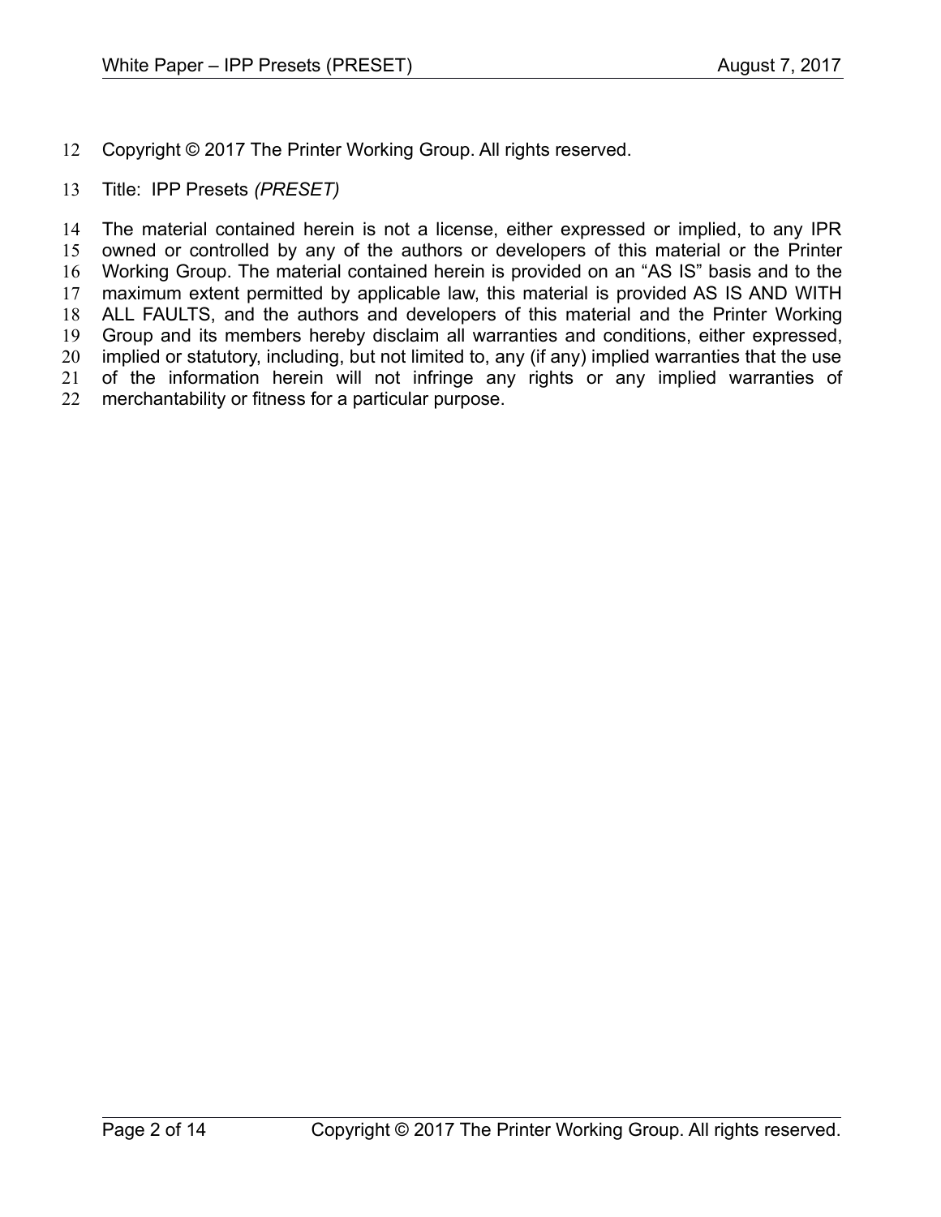Copyright © 2017 The Printer Working Group. All rights reserved.

Title: IPP Presets *(PRESET)*

The material contained herein is not a license, either expressed or implied, to any IPR owned or controlled by any of the authors or developers of this material or the Printer Working Group. The material contained herein is provided on an “AS IS” basis and to the maximum extent permitted by applicable law, this material is provided AS IS AND WITH ALL FAULTS, and the authors and developers of this material and the Printer Working Group and its members hereby disclaim all warranties and conditions, either expressed, implied or statutory, including, but not limited to, any (if any) implied warranties that the use of the information herein will not infringe any rights or any implied warranties of merchantability or fitness for a particular purpose.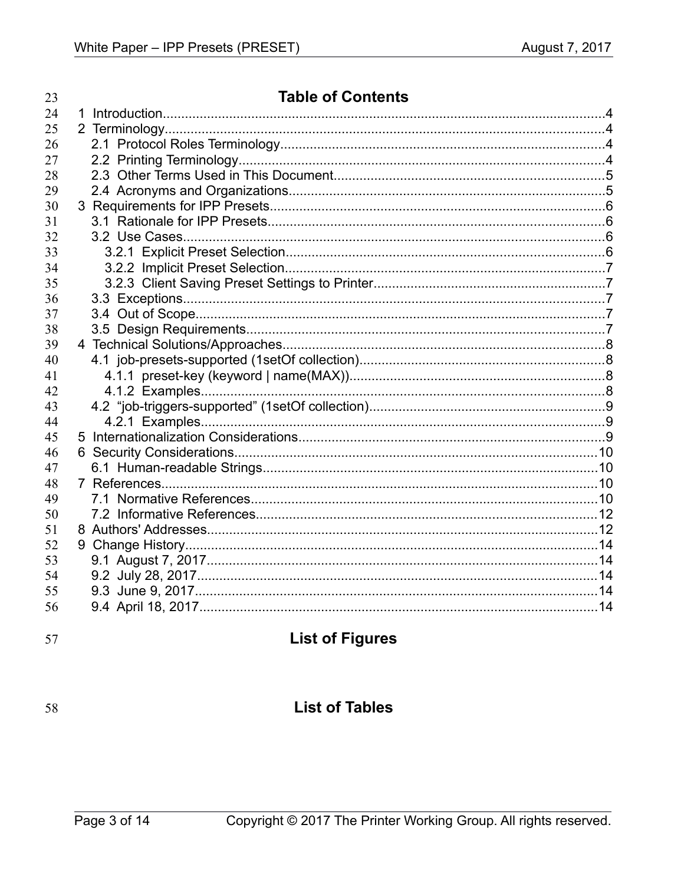# Table of Contents

1 Introduction....4
2 Terminology....4
  2.1 Protocol Roles Terminology....4
  2.2 Printing Terminology....4
  2.3 Other Terms Used in This Document....5
  2.4 Acronyms and Organizations....5
3 Requirements for IPP Presets....6
  3.1 Rationale for IPP Presets....6
  3.2 Use Cases....6
    3.2.1 Explicit Preset Selection....6
    3.2.2 Implicit Preset Selection....7
    3.2.3 Client Saving Preset Settings to Printer....7
  3.3 Exceptions....7
  3.4 Out of Scope....7
  3.5 Design Requirements....7
4 Technical Solutions/Approaches....8
  4.1 job-presets-supported (1setOf collection)....8
    4.1.1 preset-key (keyword | name(MAX))....8
    4.1.2 Examples....8
  4.2 “job-triggers-supported” (1setOf collection)....9
    4.2.1 Examples....9
5 Internationalization Considerations....9
6 Security Considerations....10
  6.1 Human-readable Strings....10
7 References....10
  7.1 Normative References....10
  7.2 Informative References....12
8 Authors' Addresses....12
9 Change History....14
  9.1 August 7, 2017....14
  9.2 July 28, 2017....14
  9.3 June 9, 2017....14
  9.4 April 18, 2017....14

# List of Figures

# List of Tables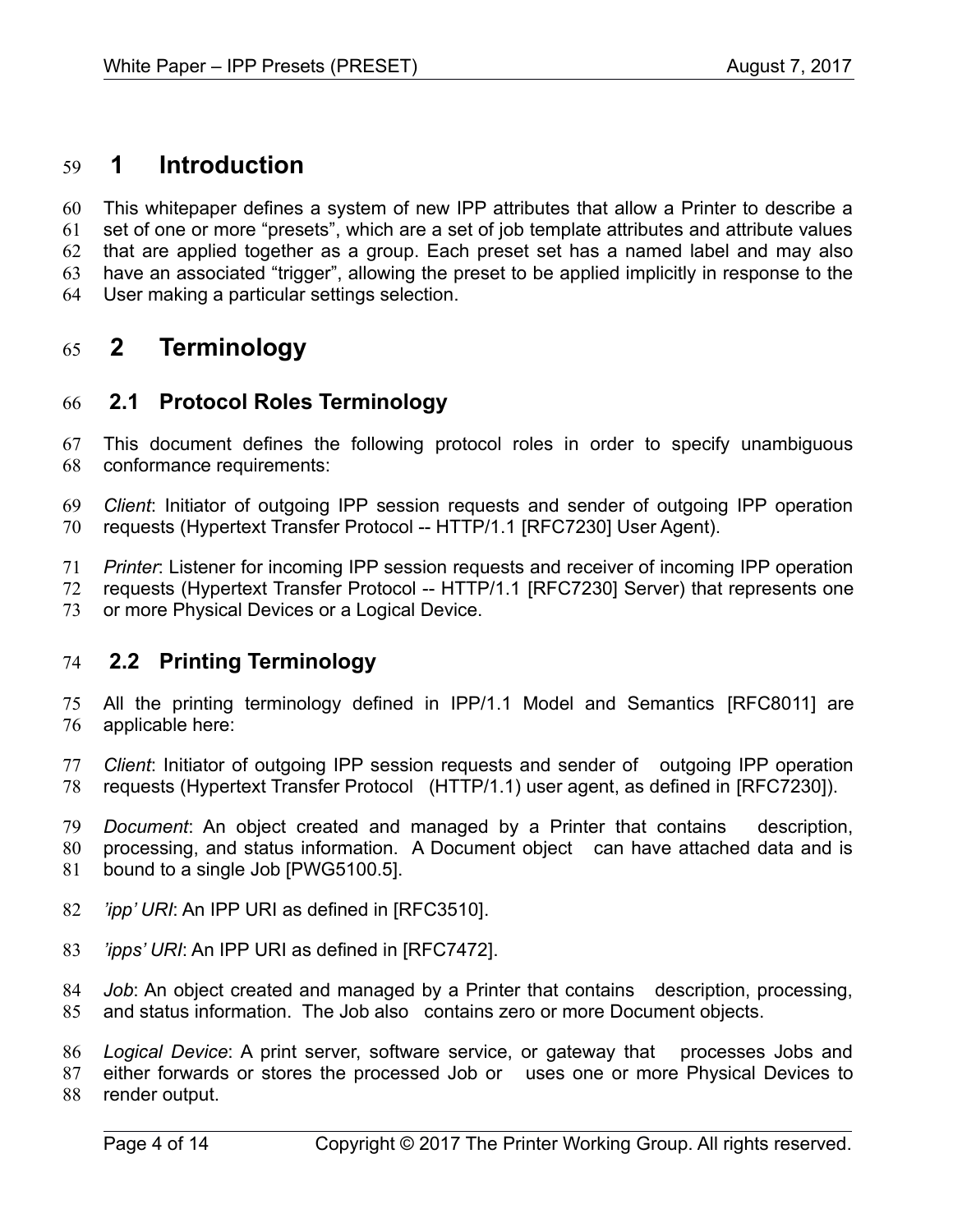# 1 Introduction

This whitepaper defines a system of new IPP attributes that allow a Printer to describe a set of one or more "presets", which are a set of job template attributes and attribute values that are applied together as a group. Each preset set has a named label and may also have an associated "trigger", allowing the preset to be applied implicitly in response to the User making a particular settings selection.

# 2 Terminology

## 2.1 Protocol Roles Terminology

This document defines the following protocol roles in order to specify unambiguous conformance requirements:

*Client*: Initiator of outgoing IPP session requests and sender of outgoing IPP operation requests (Hypertext Transfer Protocol -- HTTP/1.1 [RFC7230] User Agent).

*Printer*: Listener for incoming IPP session requests and receiver of incoming IPP operation requests (Hypertext Transfer Protocol -- HTTP/1.1 [RFC7230] Server) that represents one or more Physical Devices or a Logical Device.

## 2.2 Printing Terminology

All the printing terminology defined in IPP/1.1 Model and Semantics [RFC8011] are applicable here:

*Client*: Initiator of outgoing IPP session requests and sender of outgoing IPP operation requests (Hypertext Transfer Protocol (HTTP/1.1) user agent, as defined in [RFC7230]).

*Document*: An object created and managed by a Printer that contains description, processing, and status information. A Document object can have attached data and is bound to a single Job [PWG5100.5].

*'ipp' URI*: An IPP URI as defined in [RFC3510].

*'ipps' URI*: An IPP URI as defined in [RFC7472].

*Job*: An object created and managed by a Printer that contains description, processing, and status information. The Job also contains zero or more Document objects.

*Logical Device*: A print server, software service, or gateway that processes Jobs and either forwards or stores the processed Job or uses one or more Physical Devices to render output.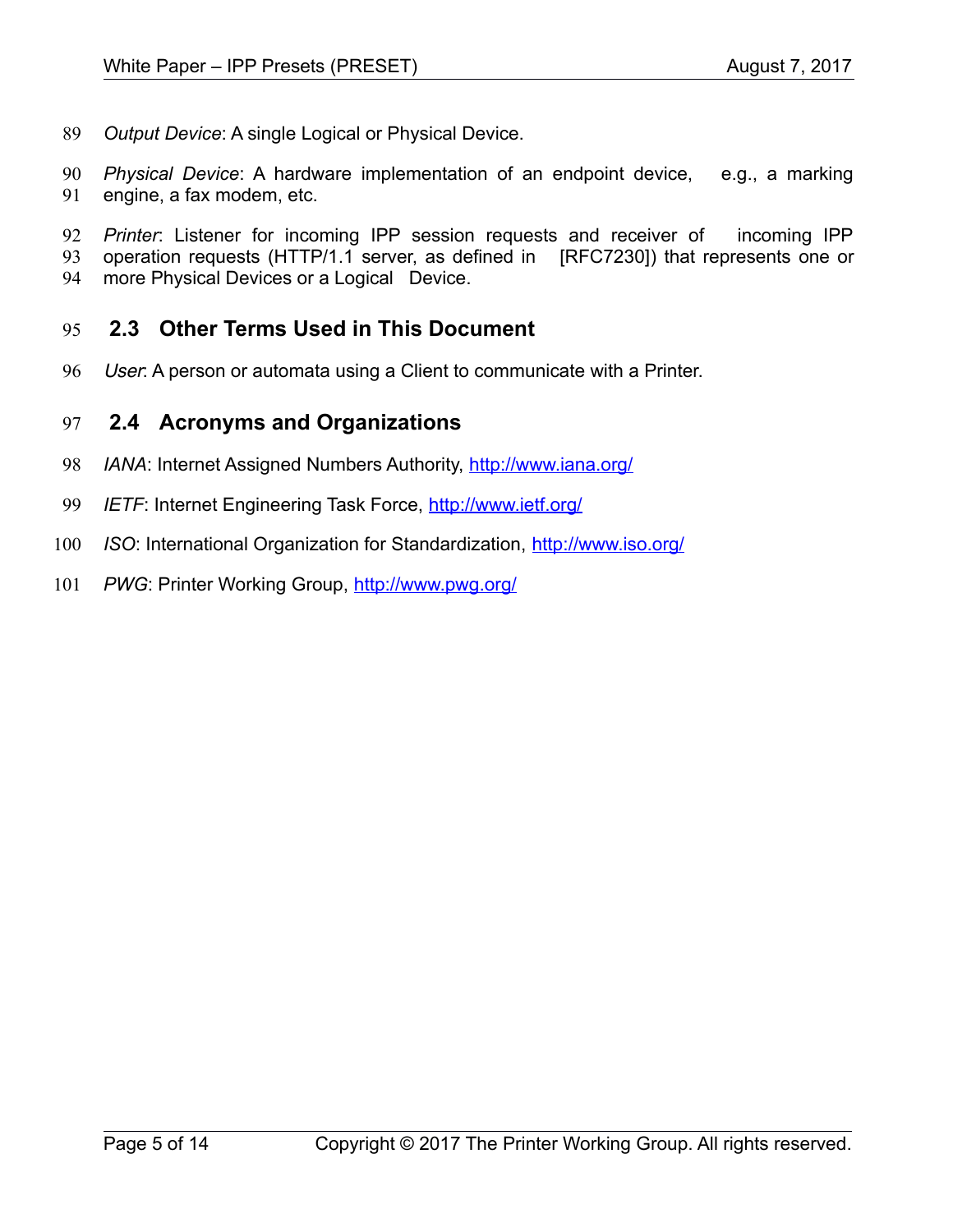*Output Device*: A single Logical or Physical Device.

*Physical Device*: A hardware implementation of an endpoint device, e.g., a marking engine, a fax modem, etc.

*Printer*: Listener for incoming IPP session requests and receiver of incoming IPP operation requests (HTTP/1.1 server, as defined in [RFC7230]) that represents one or more Physical Devices or a Logical Device.

## 2.3 Other Terms Used in This Document

*User*: A person or automata using a Client to communicate with a Printer.

## 2.4 Acronyms and Organizations

*IANA*: Internet Assigned Numbers Authority, http://www.iana.org/

*IETF*: Internet Engineering Task Force, http://www.ietf.org/

*ISO*: International Organization for Standardization, http://www.iso.org/

*PWG*: Printer Working Group, http://www.pwg.org/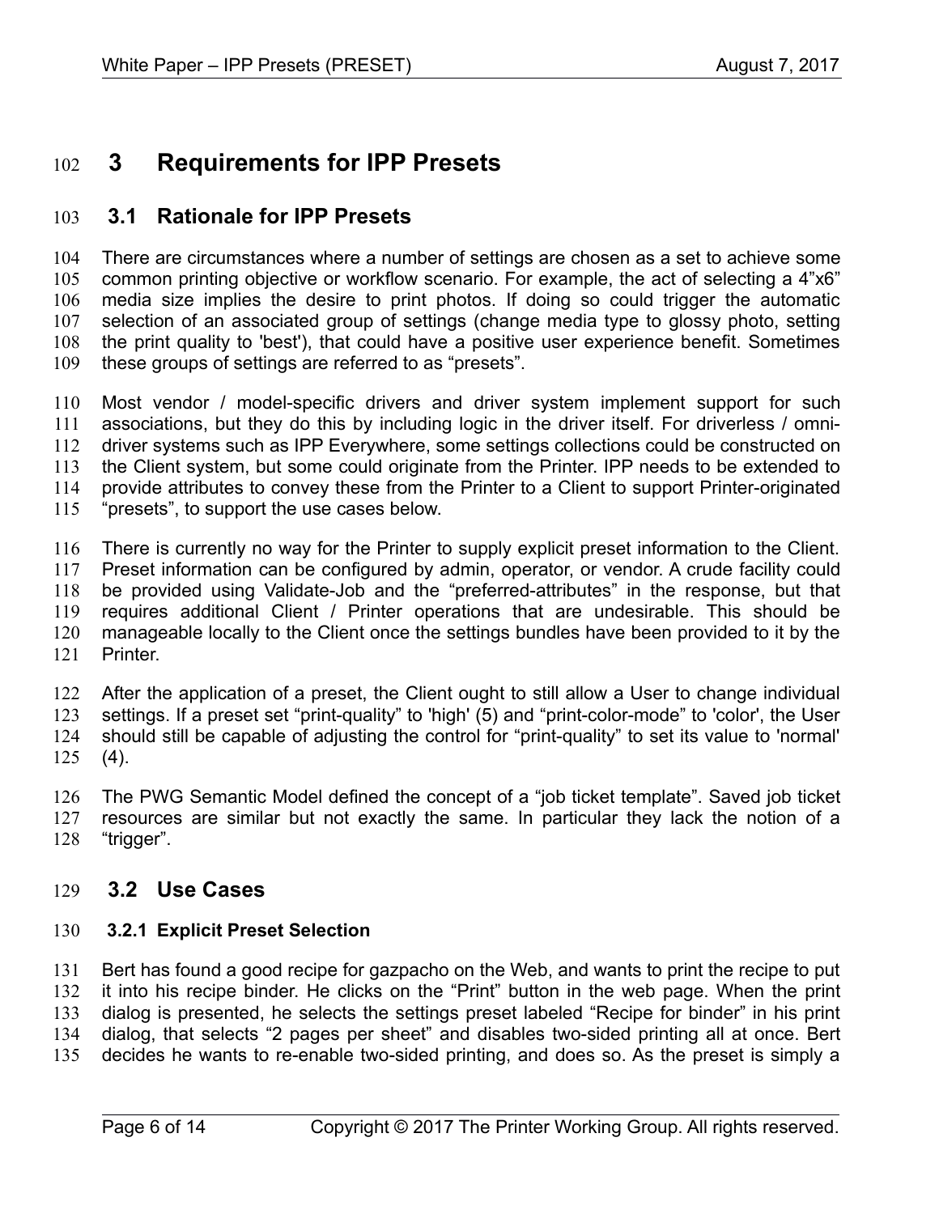# 3 Requirements for IPP Presets

## 3.1 Rationale for IPP Presets

There are circumstances where a number of settings are chosen as a set to achieve some common printing objective or workflow scenario. For example, the act of selecting a 4”x6” media size implies the desire to print photos. If doing so could trigger the automatic selection of an associated group of settings (change media type to glossy photo, setting the print quality to 'best'), that could have a positive user experience benefit. Sometimes these groups of settings are referred to as “presets”.

Most vendor / model-specific drivers and driver system implement support for such associations, but they do this by including logic in the driver itself. For driverless / omni-driver systems such as IPP Everywhere, some settings collections could be constructed on the Client system, but some could originate from the Printer. IPP needs to be extended to provide attributes to convey these from the Printer to a Client to support Printer-originated “presets”, to support the use cases below.

There is currently no way for the Printer to supply explicit preset information to the Client. Preset information can be configured by admin, operator, or vendor. A crude facility could be provided using Validate-Job and the “preferred-attributes” in the response, but that requires additional Client / Printer operations that are undesirable. This should be manageable locally to the Client once the settings bundles have been provided to it by the Printer.

After the application of a preset, the Client ought to still allow a User to change individual settings. If a preset set “print-quality” to 'high' (5) and “print-color-mode” to 'color', the User should still be capable of adjusting the control for “print-quality” to set its value to 'normal' (4).

The PWG Semantic Model defined the concept of a “job ticket template”. Saved job ticket resources are similar but not exactly the same. In particular they lack the notion of a “trigger”.

## 3.2 Use Cases

### 3.2.1 Explicit Preset Selection

Bert has found a good recipe for gazpacho on the Web, and wants to print the recipe to put it into his recipe binder. He clicks on the “Print” button in the web page. When the print dialog is presented, he selects the settings preset labeled “Recipe for binder” in his print dialog, that selects “2 pages per sheet” and disables two-sided printing all at once. Bert decides he wants to re-enable two-sided printing, and does so. As the preset is simply a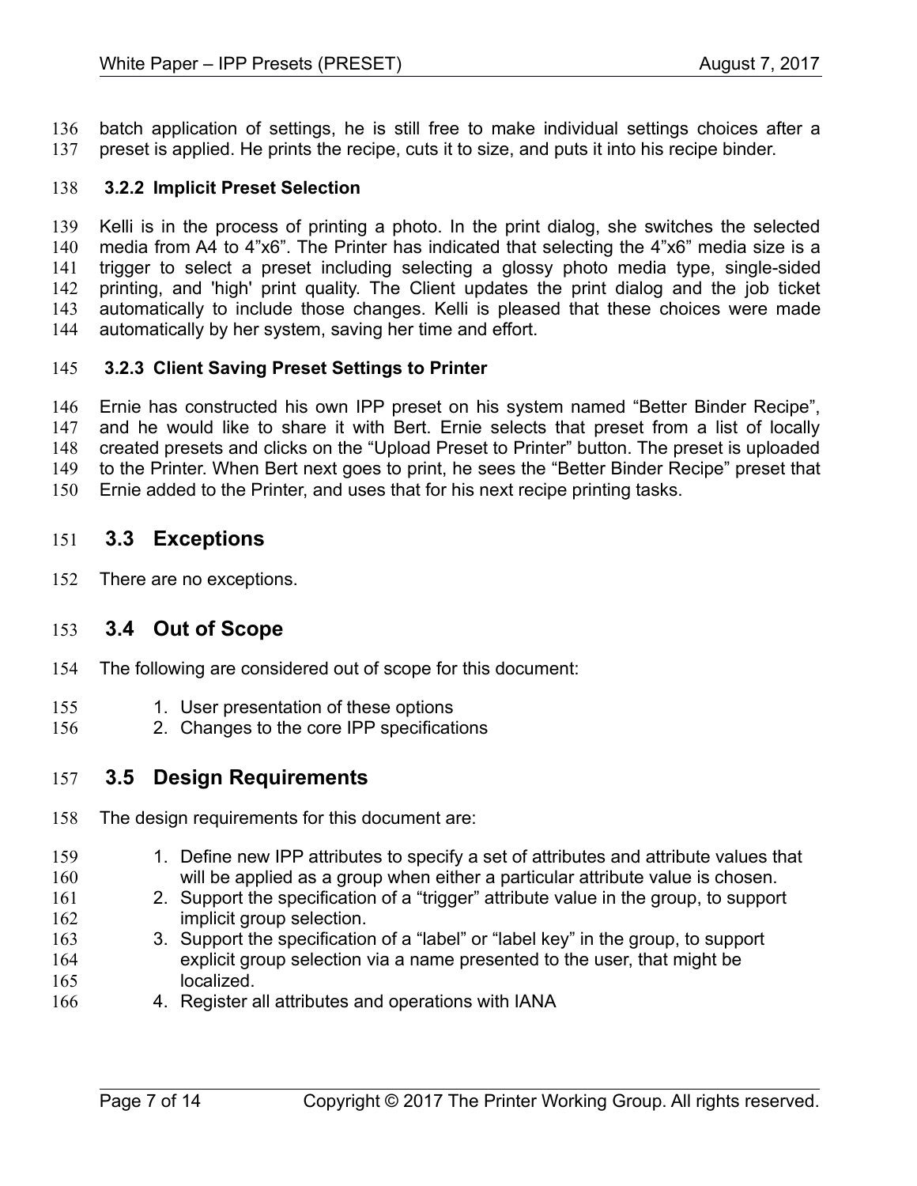batch application of settings, he is still free to make individual settings choices after a preset is applied. He prints the recipe, cuts it to size, and puts it into his recipe binder.

### 3.2.2 Implicit Preset Selection

Kelli is in the process of printing a photo. In the print dialog, she switches the selected media from A4 to 4”x6”. The Printer has indicated that selecting the 4”x6” media size is a trigger to select a preset including selecting a glossy photo media type, single-sided printing, and 'high' print quality. The Client updates the print dialog and the job ticket automatically to include those changes. Kelli is pleased that these choices were made automatically by her system, saving her time and effort.

### 3.2.3 Client Saving Preset Settings to Printer

Ernie has constructed his own IPP preset on his system named “Better Binder Recipe”, and he would like to share it with Bert. Ernie selects that preset from a list of locally created presets and clicks on the “Upload Preset to Printer” button. The preset is uploaded to the Printer. When Bert next goes to print, he sees the “Better Binder Recipe” preset that Ernie added to the Printer, and uses that for his next recipe printing tasks.

## 3.3 Exceptions

There are no exceptions.

## 3.4 Out of Scope

The following are considered out of scope for this document:

1. User presentation of these options
2. Changes to the core IPP specifications

## 3.5 Design Requirements

The design requirements for this document are:

1. Define new IPP attributes to specify a set of attributes and attribute values that will be applied as a group when either a particular attribute value is chosen.
2. Support the specification of a “trigger” attribute value in the group, to support implicit group selection.
3. Support the specification of a “label” or “label key” in the group, to support explicit group selection via a name presented to the user, that might be localized.
4. Register all attributes and operations with IANA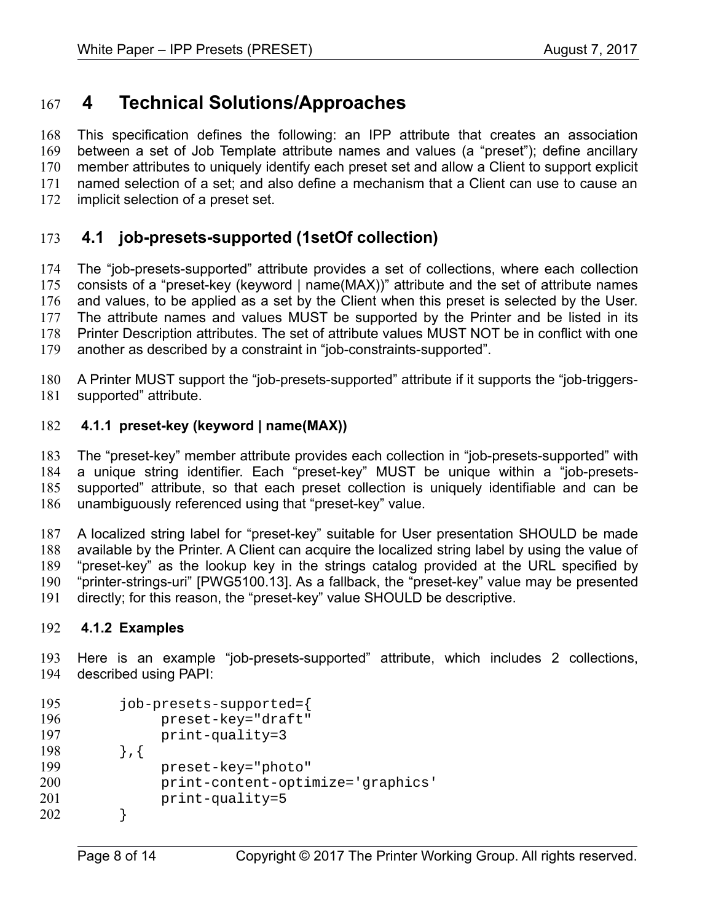# 4 Technical Solutions/Approaches

This specification defines the following: an IPP attribute that creates an association between a set of Job Template attribute names and values (a "preset"); define ancillary member attributes to uniquely identify each preset set and allow a Client to support explicit named selection of a set; and also define a mechanism that a Client can use to cause an implicit selection of a preset set.

## 4.1 job-presets-supported (1setOf collection)

The "job-presets-supported" attribute provides a set of collections, where each collection consists of a "preset-key (keyword | name(MAX))" attribute and the set of attribute names and values, to be applied as a set by the Client when this preset is selected by the User. The attribute names and values MUST be supported by the Printer and be listed in its Printer Description attributes. The set of attribute values MUST NOT be in conflict with one another as described by a constraint in "job-constraints-supported".

A Printer MUST support the "job-presets-supported" attribute if it supports the "job-triggers-supported" attribute.

### 4.1.1 preset-key (keyword | name(MAX))

The "preset-key" member attribute provides each collection in "job-presets-supported" with a unique string identifier. Each "preset-key" MUST be unique within a "job-presets-supported" attribute, so that each preset collection is uniquely identifiable and can be unambiguously referenced using that "preset-key" value.

A localized string label for "preset-key" suitable for User presentation SHOULD be made available by the Printer. A Client can acquire the localized string label by using the value of "preset-key" as the lookup key in the strings catalog provided at the URL specified by "printer-strings-uri" [PWG5100.13]. As a fallback, the "preset-key" value may be presented directly; for this reason, the "preset-key" value SHOULD be descriptive.

### 4.1.2 Examples

Here is an example "job-presets-supported" attribute, which includes 2 collections, described using PAPI:

```
job-presets-supported={
     preset-key="draft"
     print-quality=3
},{
     preset-key="photo"
     print-content-optimize='graphics'
     print-quality=5
}
```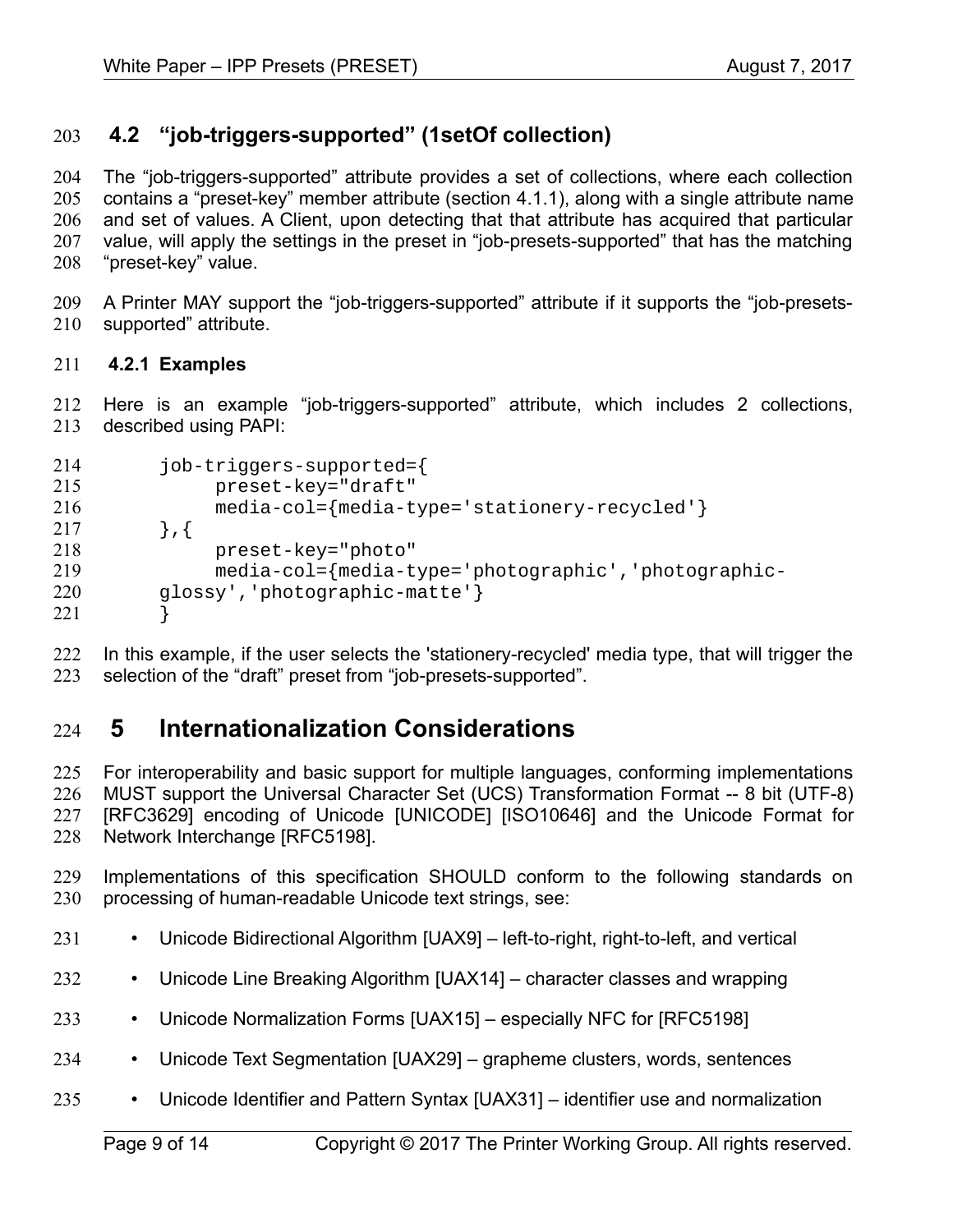## 4.2 "job-triggers-supported" (1setOf collection)

The "job-triggers-supported" attribute provides a set of collections, where each collection contains a "preset-key" member attribute (section 4.1.1), along with a single attribute name and set of values. A Client, upon detecting that that attribute has acquired that particular value, will apply the settings in the preset in "job-presets-supported" that has the matching "preset-key" value.

A Printer MAY support the "job-triggers-supported" attribute if it supports the "job-presets-supported" attribute.

### 4.2.1 Examples

Here is an example "job-triggers-supported" attribute, which includes 2 collections, described using PAPI:

```
job-triggers-supported={
     preset-key="draft"
     media-col={media-type='stationery-recycled'}
},{
     preset-key="photo"
     media-col={media-type='photographic','photographic-
glossy','photographic-matte'}
}
```

In this example, if the user selects the 'stationery-recycled' media type, that will trigger the selection of the "draft" preset from "job-presets-supported".

# 5 Internationalization Considerations

For interoperability and basic support for multiple languages, conforming implementations MUST support the Universal Character Set (UCS) Transformation Format -- 8 bit (UTF-8) [RFC3629] encoding of Unicode [UNICODE] [ISO10646] and the Unicode Format for Network Interchange [RFC5198].

Implementations of this specification SHOULD conform to the following standards on processing of human-readable Unicode text strings, see:

- Unicode Bidirectional Algorithm [UAX9] – left-to-right, right-to-left, and vertical
- Unicode Line Breaking Algorithm [UAX14] – character classes and wrapping
- Unicode Normalization Forms [UAX15] – especially NFC for [RFC5198]
- Unicode Text Segmentation [UAX29] – grapheme clusters, words, sentences
- Unicode Identifier and Pattern Syntax [UAX31] – identifier use and normalization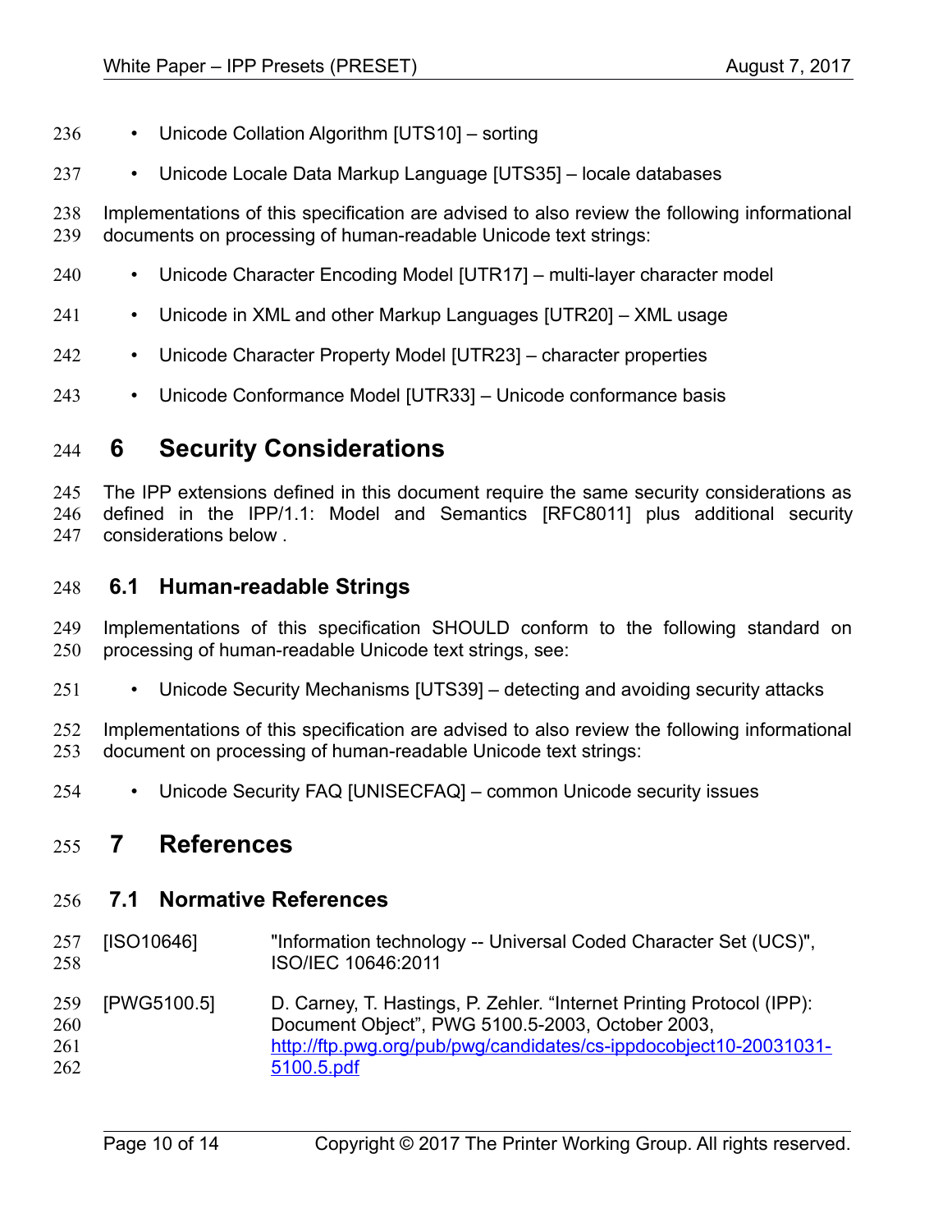- Unicode Collation Algorithm [UTS10] – sorting
- Unicode Locale Data Markup Language [UTS35] – locale databases

Implementations of this specification are advised to also review the following informational documents on processing of human-readable Unicode text strings:

- Unicode Character Encoding Model [UTR17] – multi-layer character model
- Unicode in XML and other Markup Languages [UTR20] – XML usage
- Unicode Character Property Model [UTR23] – character properties
- Unicode Conformance Model [UTR33] – Unicode conformance basis

# 6 Security Considerations

The IPP extensions defined in this document require the same security considerations as defined in the IPP/1.1: Model and Semantics [RFC8011] plus additional security considerations below .

## 6.1 Human-readable Strings

Implementations of this specification SHOULD conform to the following standard on processing of human-readable Unicode text strings, see:

- Unicode Security Mechanisms [UTS39] – detecting and avoiding security attacks

Implementations of this specification are advised to also review the following informational document on processing of human-readable Unicode text strings:

- Unicode Security FAQ [UNISECFAQ] – common Unicode security issues

# 7 References

## 7.1 Normative References

[ISO10646] "Information technology -- Universal Coded Character Set (UCS)", ISO/IEC 10646:2011

[PWG5100.5] D. Carney, T. Hastings, P. Zehler. “Internet Printing Protocol (IPP): Document Object”, PWG 5100.5-2003, October 2003, http://ftp.pwg.org/pub/pwg/candidates/cs-ippdocobject10-20031031-5100.5.pdf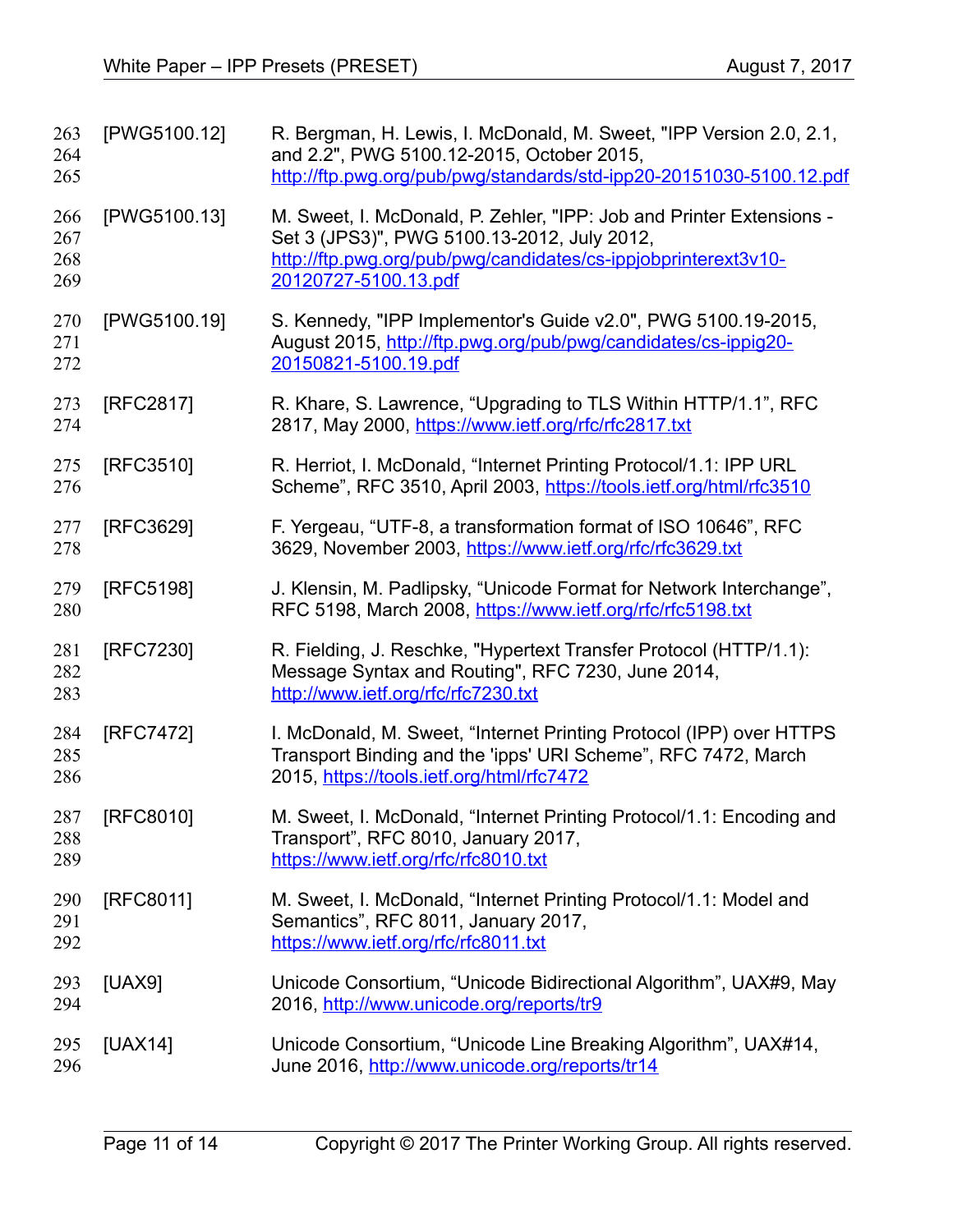[PWG5100.12] R. Bergman, H. Lewis, I. McDonald, M. Sweet, "IPP Version 2.0, 2.1, and 2.2", PWG 5100.12-2015, October 2015, http://ftp.pwg.org/pub/pwg/standards/std-ipp20-20151030-5100.12.pdf

[PWG5100.13] M. Sweet, I. McDonald, P. Zehler, "IPP: Job and Printer Extensions - Set 3 (JPS3)", PWG 5100.13-2012, July 2012, http://ftp.pwg.org/pub/pwg/candidates/cs-ippjobprinterext3v10-20120727-5100.13.pdf

[PWG5100.19] S. Kennedy, "IPP Implementor's Guide v2.0", PWG 5100.19-2015, August 2015, http://ftp.pwg.org/pub/pwg/candidates/cs-ippig20-20150821-5100.19.pdf

[RFC2817] R. Khare, S. Lawrence, “Upgrading to TLS Within HTTP/1.1”, RFC 2817, May 2000, https://www.ietf.org/rfc/rfc2817.txt

[RFC3510] R. Herriot, I. McDonald, “Internet Printing Protocol/1.1: IPP URL Scheme”, RFC 3510, April 2003, https://tools.ietf.org/html/rfc3510

[RFC3629] F. Yergeau, “UTF-8, a transformation format of ISO 10646”, RFC 3629, November 2003, https://www.ietf.org/rfc/rfc3629.txt

[RFC5198] J. Klensin, M. Padlipsky, “Unicode Format for Network Interchange”, RFC 5198, March 2008, https://www.ietf.org/rfc/rfc5198.txt

[RFC7230] R. Fielding, J. Reschke, "Hypertext Transfer Protocol (HTTP/1.1): Message Syntax and Routing", RFC 7230, June 2014, http://www.ietf.org/rfc/rfc7230.txt

[RFC7472] I. McDonald, M. Sweet, “Internet Printing Protocol (IPP) over HTTPS Transport Binding and the 'ipps' URI Scheme”, RFC 7472, March 2015, https://tools.ietf.org/html/rfc7472

[RFC8010] M. Sweet, I. McDonald, “Internet Printing Protocol/1.1: Encoding and Transport”, RFC 8010, January 2017, https://www.ietf.org/rfc/rfc8010.txt

[RFC8011] M. Sweet, I. McDonald, “Internet Printing Protocol/1.1: Model and Semantics”, RFC 8011, January 2017, https://www.ietf.org/rfc/rfc8011.txt

[UAX9] Unicode Consortium, “Unicode Bidirectional Algorithm”, UAX#9, May 2016, http://www.unicode.org/reports/tr9

[UAX14] Unicode Consortium, “Unicode Line Breaking Algorithm”, UAX#14, June 2016, http://www.unicode.org/reports/tr14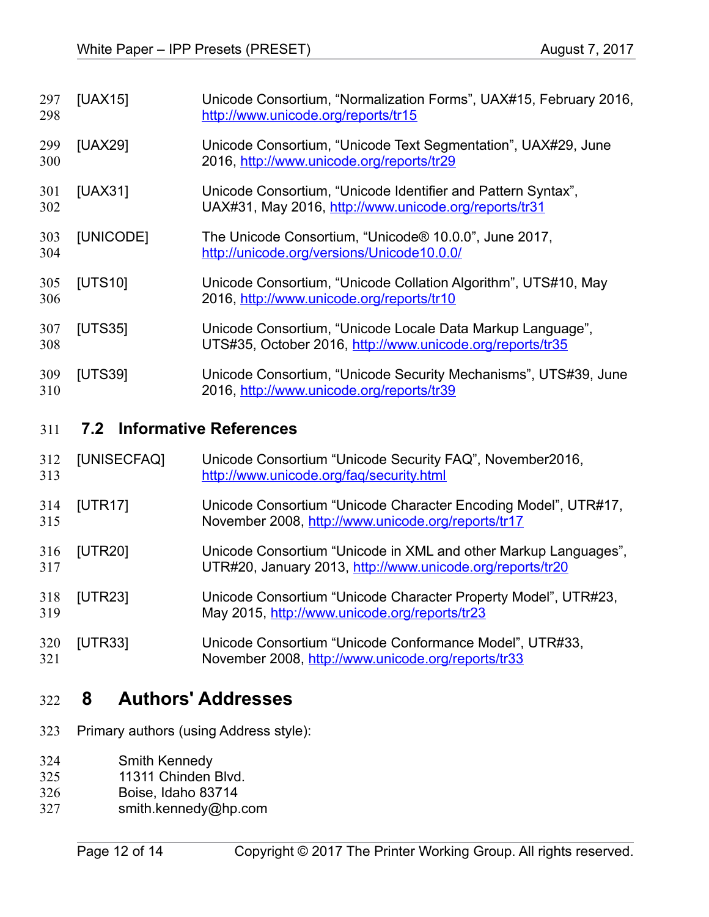[UAX15] Unicode Consortium, “Normalization Forms”, UAX#15, February 2016, http://www.unicode.org/reports/tr15

[UAX29] Unicode Consortium, “Unicode Text Segmentation”, UAX#29, June 2016, http://www.unicode.org/reports/tr29

[UAX31] Unicode Consortium, “Unicode Identifier and Pattern Syntax”, UAX#31, May 2016, http://www.unicode.org/reports/tr31

[UNICODE] The Unicode Consortium, “Unicode® 10.0.0”, June 2017, http://unicode.org/versions/Unicode10.0.0/

[UTS10] Unicode Consortium, “Unicode Collation Algorithm”, UTS#10, May 2016, http://www.unicode.org/reports/tr10

[UTS35] Unicode Consortium, “Unicode Locale Data Markup Language”, UTS#35, October 2016, http://www.unicode.org/reports/tr35

[UTS39] Unicode Consortium, “Unicode Security Mechanisms”, UTS#39, June 2016, http://www.unicode.org/reports/tr39

## 7.2 Informative References

[UNISECFAQ] Unicode Consortium “Unicode Security FAQ”, November2016, http://www.unicode.org/faq/security.html

[UTR17] Unicode Consortium “Unicode Character Encoding Model”, UTR#17, November 2008, http://www.unicode.org/reports/tr17

[UTR20] Unicode Consortium “Unicode in XML and other Markup Languages”, UTR#20, January 2013, http://www.unicode.org/reports/tr20

[UTR23] Unicode Consortium “Unicode Character Property Model”, UTR#23, May 2015, http://www.unicode.org/reports/tr23

[UTR33] Unicode Consortium “Unicode Conformance Model”, UTR#33, November 2008, http://www.unicode.org/reports/tr33

# 8 Authors' Addresses

Primary authors (using Address style):

Smith Kennedy
11311 Chinden Blvd.
Boise, Idaho 83714
smith.kennedy@hp.com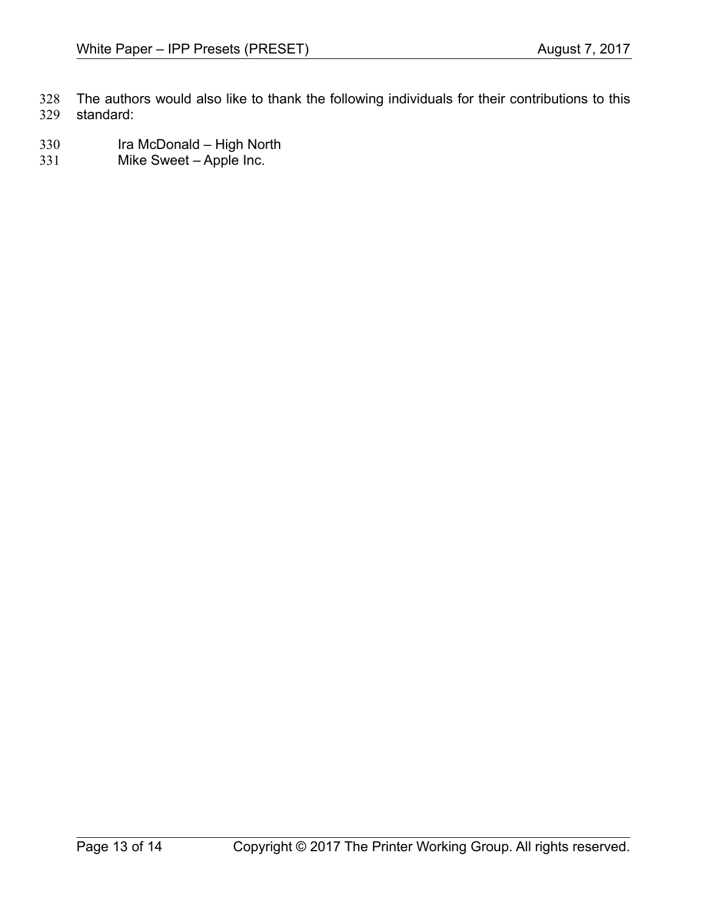The authors would also like to thank the following individuals for their contributions to this standard:

Ira McDonald – High North
Mike Sweet – Apple Inc.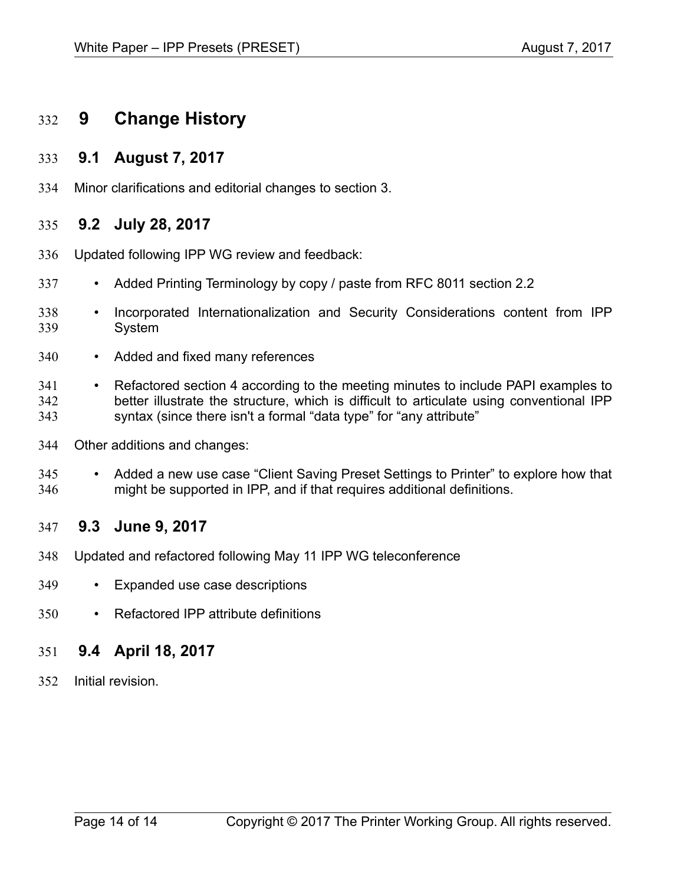# 9 Change History

## 9.1 August 7, 2017

Minor clarifications and editorial changes to section 3.

## 9.2 July 28, 2017

Updated following IPP WG review and feedback:

- Added Printing Terminology by copy / paste from RFC 8011 section 2.2
- Incorporated Internationalization and Security Considerations content from IPP System
- Added and fixed many references
- Refactored section 4 according to the meeting minutes to include PAPI examples to better illustrate the structure, which is difficult to articulate using conventional IPP syntax (since there isn't a formal "data type" for "any attribute"

Other additions and changes:

- Added a new use case "Client Saving Preset Settings to Printer" to explore how that might be supported in IPP, and if that requires additional definitions.

## 9.3 June 9, 2017

Updated and refactored following May 11 IPP WG teleconference

- Expanded use case descriptions
- Refactored IPP attribute definitions

## 9.4 April 18, 2017

Initial revision.